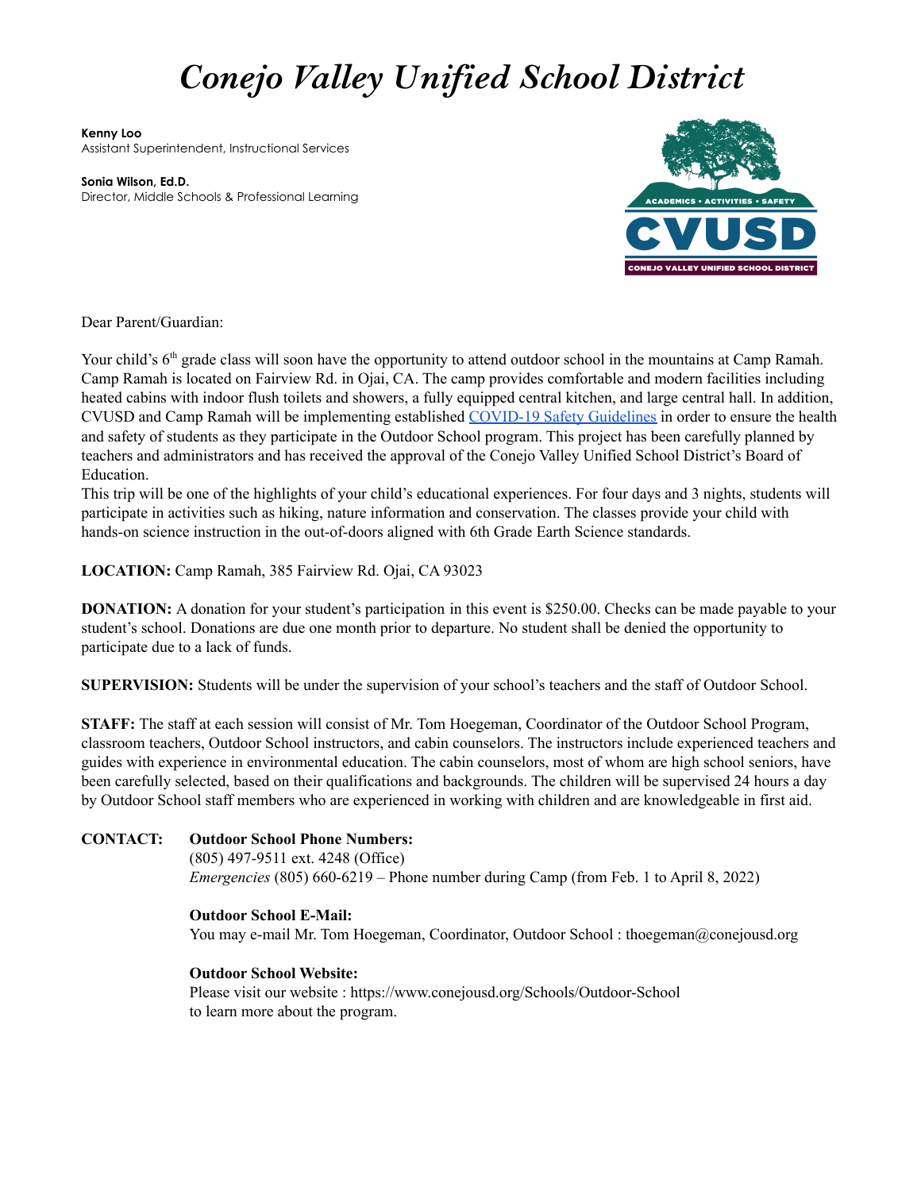# *Conejo Valley Unified School District*

**Kenny Loo**
Assistant Superintendent, Instructional Services

**Sonia Wilson, Ed.D.**
Director, Middle Schools & Professional Learning

ACADEMICS • ACTIVITIES • SAFETY
CVUSD
CONEJO VALLEY UNIFIED SCHOOL DISTRICT

Dear Parent/Guardian:

Your child's 6th grade class will soon have the opportunity to attend outdoor school in the mountains at Camp Ramah. Camp Ramah is located on Fairview Rd. in Ojai, CA. The camp provides comfortable and modern facilities including heated cabins with indoor flush toilets and showers, a fully equipped central kitchen, and large central hall. In addition, CVUSD and Camp Ramah will be implementing established COVID-19 Safety Guidelines in order to ensure the health and safety of students as they participate in the Outdoor School program. This project has been carefully planned by teachers and administrators and has received the approval of the Conejo Valley Unified School District's Board of Education.
This trip will be one of the highlights of your child's educational experiences. For four days and 3 nights, students will participate in activities such as hiking, nature information and conservation. The classes provide your child with hands-on science instruction in the out-of-doors aligned with 6th Grade Earth Science standards.

**LOCATION:** Camp Ramah, 385 Fairview Rd. Ojai, CA 93023

**DONATION:** A donation for your student's participation in this event is $250.00. Checks can be made payable to your student's school. Donations are due one month prior to departure. No student shall be denied the opportunity to participate due to a lack of funds.

**SUPERVISION:** Students will be under the supervision of your school's teachers and the staff of Outdoor School.

**STAFF:** The staff at each session will consist of Mr. Tom Hoegeman, Coordinator of the Outdoor School Program, classroom teachers, Outdoor School instructors, and cabin counselors. The instructors include experienced teachers and guides with experience in environmental education. The cabin counselors, most of whom are high school seniors, have been carefully selected, based on their qualifications and backgrounds. The children will be supervised 24 hours a day by Outdoor School staff members who are experienced in working with children and are knowledgeable in first aid.

**CONTACT:**

**Outdoor School Phone Numbers:**
(805) 497-9511 ext. 4248 (Office)
*Emergencies* (805) 660-6219 – Phone number during Camp (from Feb. 1 to April 8, 2022)

**Outdoor School E-Mail:**
You may e-mail Mr. Tom Hoegeman, Coordinator, Outdoor School : thoegeman@conejousd.org

**Outdoor School Website:**
Please visit our website : https://www.conejousd.org/Schools/Outdoor-School
to learn more about the program.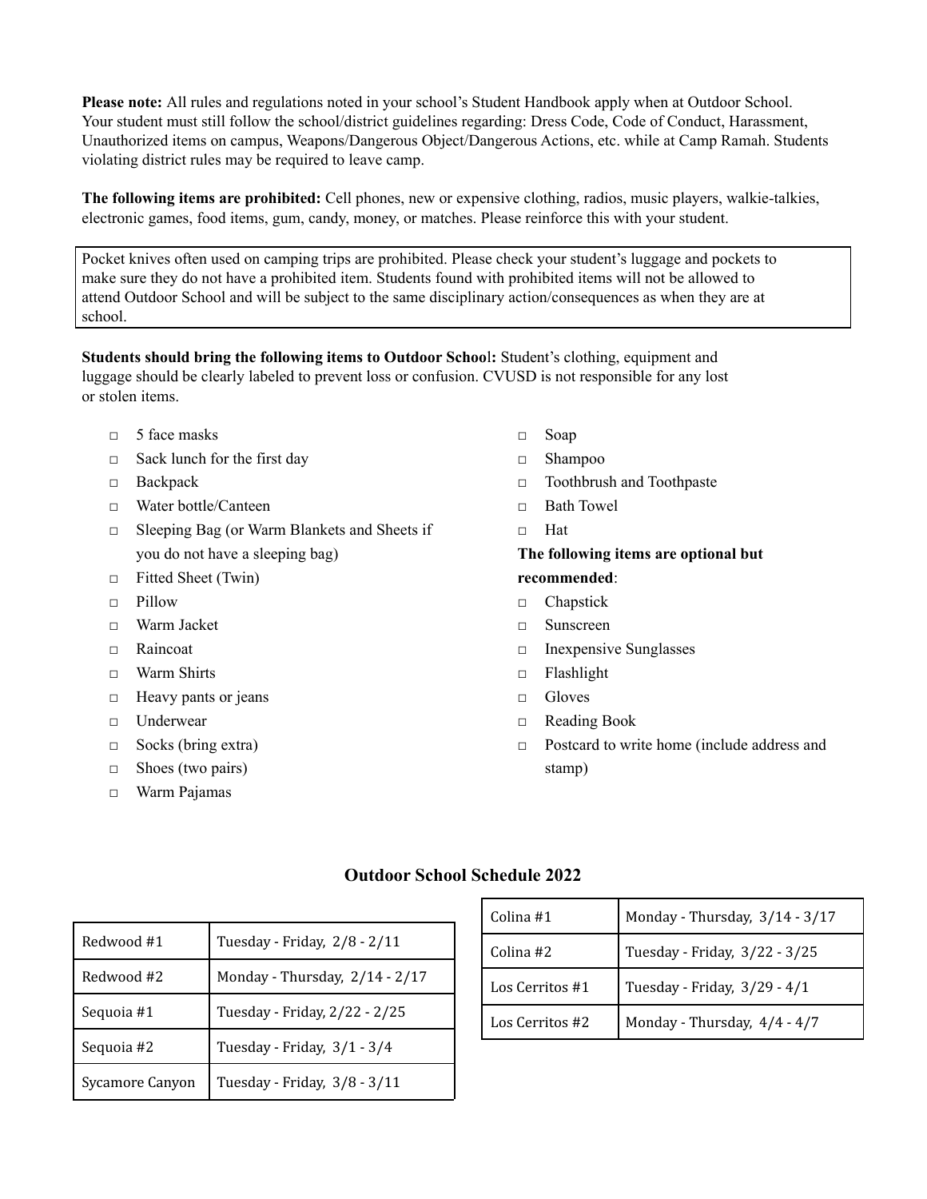**Please note:** All rules and regulations noted in your school's Student Handbook apply when at Outdoor School. Your student must still follow the school/district guidelines regarding: Dress Code, Code of Conduct, Harassment, Unauthorized items on campus, Weapons/Dangerous Object/Dangerous Actions, etc. while at Camp Ramah. Students violating district rules may be required to leave camp.

**The following items are prohibited:** Cell phones, new or expensive clothing, radios, music players, walkie-talkies, electronic games, food items, gum, candy, money, or matches. Please reinforce this with your student.

Pocket knives often used on camping trips are prohibited. Please check your student's luggage and pockets to make sure they do not have a prohibited item. Students found with prohibited items will not be allowed to attend Outdoor School and will be subject to the same disciplinary action/consequences as when they are at school.

**Students should bring the following items to Outdoor School:** Student's clothing, equipment and luggage should be clearly labeled to prevent loss or confusion. CVUSD is not responsible for any lost or stolen items.

- ▢ 5 face masks
- ▢ Sack lunch for the first day
- ▢ Backpack
- ▢ Water bottle/Canteen
- ▢ Sleeping Bag (or Warm Blankets and Sheets if you do not have a sleeping bag)
- ▢ Fitted Sheet (Twin)
- ▢ Pillow
- ▢ Warm Jacket
- ▢ Raincoat
- ▢ Warm Shirts
- ▢ Heavy pants or jeans
- ▢ Underwear
- ▢ Socks (bring extra)
- ▢ Shoes (two pairs)
- ▢ Warm Pajamas
- ▢ Soap
- ▢ Shampoo
- ▢ Toothbrush and Toothpaste
- ▢ Bath Towel
- ▢ Hat

**The following items are optional but recommended**:

- ▢ Chapstick
- ▢ Sunscreen
- ▢ Inexpensive Sunglasses
- ▢ Flashlight
- ▢ Gloves
- ▢ Reading Book
- ▢ Postcard to write home (include address and stamp)

## Outdoor School Schedule 2022

| | |
|---|---|
| Redwood #1 | Tuesday - Friday, 2/8 - 2/11 |
| Redwood #2 | Monday - Thursday, 2/14 - 2/17 |
| Sequoia #1 | Tuesday - Friday, 2/22 - 2/25 |
| Sequoia #2 | Tuesday - Friday, 3/1 - 3/4 |
| Sycamore Canyon | Tuesday - Friday, 3/8 - 3/11 |
| Colina #1 | Monday - Thursday, 3/14 - 3/17 |
| Colina #2 | Tuesday - Friday, 3/22 - 3/25 |
| Los Cerritos #1 | Tuesday - Friday, 3/29 - 4/1 |
| Los Cerritos #2 | Monday - Thursday, 4/4 - 4/7 |